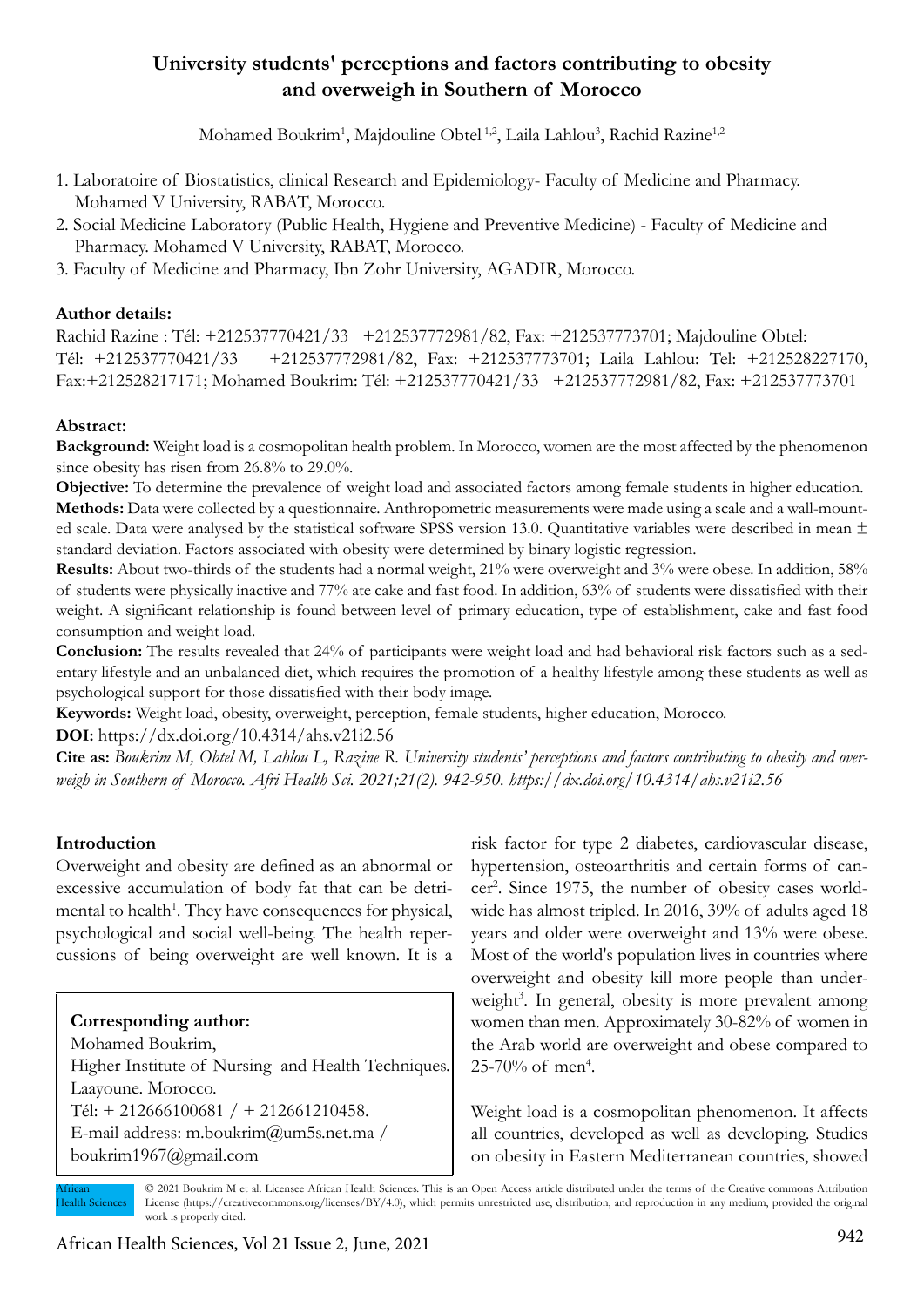# University students' perceptions and factors contributing to obesity and overweigh in Southern of Morocco

Mohamed Boukrim[1], Majdouline Obtel [1,2], Laila Lahlou[3], Rachid Razine[1,2]

1. Laboratoire of Biostatistics, clinical Research and Epidemiology- Faculty of Medicine and Pharmacy. Mohamed V University, RABAT, Morocco.
2. Social Medicine Laboratory (Public Health, Hygiene and Preventive Medicine) - Faculty of Medicine and Pharmacy. Mohamed V University, RABAT, Morocco.
3. Faculty of Medicine and Pharmacy, Ibn Zohr University, AGADIR, Morocco.

**Author details:**

Rachid Razine : Tél: +212537770421/33 +212537772981/82, Fax: +212537773701; Majdouline Obtel: Tél: +212537770421/33 +212537772981/82, Fax: +212537773701; Laila Lahlou: Tel: +212528227170, Fax:+212528217171; Mohamed Boukrim: Tél: +212537770421/33 +212537772981/82, Fax: +212537773701

**Abstract:**

**Background:** Weight load is a cosmopolitan health problem. In Morocco, women are the most affected by the phenomenon since obesity has risen from 26.8% to 29.0%.

**Objective:** To determine the prevalence of weight load and associated factors among female students in higher education.

**Methods:** Data were collected by a questionnaire. Anthropometric measurements were made using a scale and a wall-mounted scale. Data were analysed by the statistical software SPSS version 13.0. Quantitative variables were described in mean ± standard deviation. Factors associated with obesity were determined by binary logistic regression.

**Results:** About two-thirds of the students had a normal weight, 21% were overweight and 3% were obese. In addition, 58% of students were physically inactive and 77% ate cake and fast food. In addition, 63% of students were dissatisfied with their weight. A significant relationship is found between level of primary education, type of establishment, cake and fast food consumption and weight load.

**Conclusion:** The results revealed that 24% of participants were weight load and had behavioral risk factors such as a sedentary lifestyle and an unbalanced diet, which requires the promotion of a healthy lifestyle among these students as well as psychological support for those dissatisfied with their body image.

**Keywords:** Weight load, obesity, overweight, perception, female students, higher education, Morocco.

**DOI:** https://dx.doi.org/10.4314/ahs.v21i2.56

**Cite as:** *Boukrim M, Obtel M, Lahlou L, Razine R. University students' perceptions and factors contributing to obesity and overweigh in Southern of Morocco. Afri Health Sci. 2021;21(2). 942-950. https://dx.doi.org/10.4314/ahs.v21i2.56*

## Introduction

Overweight and obesity are defined as an abnormal or excessive accumulation of body fat that can be detrimental to health[1]. They have consequences for physical, psychological and social well-being. The health repercussions of being overweight are well known. It is a risk factor for type 2 diabetes, cardiovascular disease, hypertension, osteoarthritis and certain forms of cancer[2]. Since 1975, the number of obesity cases worldwide has almost tripled. In 2016, 39% of adults aged 18 years and older were overweight and 13% were obese. Most of the world's population lives in countries where overweight and obesity kill more people than underweight[3]. In general, obesity is more prevalent among women than men. Approximately 30-82% of women in the Arab world are overweight and obese compared to 25-70% of men[4].

Weight load is a cosmopolitan phenomenon. It affects all countries, developed as well as developing. Studies on obesity in Eastern Mediterranean countries, showed

**Corresponding author:**
Mohamed Boukrim,
Higher Institute of Nursing and Health Techniques. Laayoune. Morocco.
Tél: + 212666100681 / + 212661210458.
E-mail address: m.boukrim@um5s.net.ma / boukrim1967@gmail.com

© 2021 Boukrim M et al. Licensee African Health Sciences. This is an Open Access article distributed under the terms of the Creative commons Attribution License (https://creativecommons.org/licenses/BY/4.0), which permits unrestricted use, distribution, and reproduction in any medium, provided the original work is properly cited.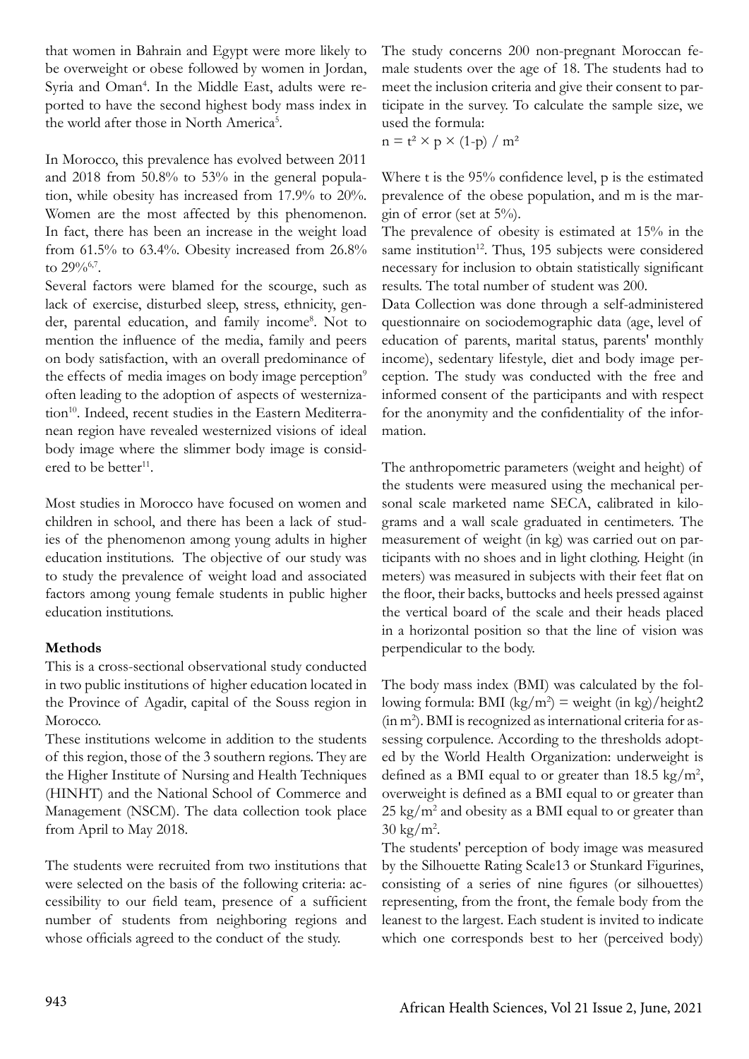that women in Bahrain and Egypt were more likely to be overweight or obese followed by women in Jordan, Syria and Oman[4]. In the Middle East, adults were reported to have the second highest body mass index in the world after those in North America[5].

In Morocco, this prevalence has evolved between 2011 and 2018 from 50.8% to 53% in the general population, while obesity has increased from 17.9% to 20%. Women are the most affected by this phenomenon. In fact, there has been an increase in the weight load from 61.5% to 63.4%. Obesity increased from 26.8% to 29%[6,7].

Several factors were blamed for the scourge, such as lack of exercise, disturbed sleep, stress, ethnicity, gender, parental education, and family income[8]. Not to mention the influence of the media, family and peers on body satisfaction, with an overall predominance of the effects of media images on body image perception[9] often leading to the adoption of aspects of westernization[10]. Indeed, recent studies in the Eastern Mediterranean region have revealed westernized visions of ideal body image where the slimmer body image is considered to be better[11].

Most studies in Morocco have focused on women and children in school, and there has been a lack of studies of the phenomenon among young adults in higher education institutions. The objective of our study was to study the prevalence of weight load and associated factors among young female students in public higher education institutions.

## Methods

This is a cross-sectional observational study conducted in two public institutions of higher education located in the Province of Agadir, capital of the Souss region in Morocco.

These institutions welcome in addition to the students of this region, those of the 3 southern regions. They are the Higher Institute of Nursing and Health Techniques (HINHT) and the National School of Commerce and Management (NSCM). The data collection took place from April to May 2018.

The students were recruited from two institutions that were selected on the basis of the following criteria: accessibility to our field team, presence of a sufficient number of students from neighboring regions and whose officials agreed to the conduct of the study.

The study concerns 200 non-pregnant Moroccan female students over the age of 18. The students had to meet the inclusion criteria and give their consent to participate in the survey. To calculate the sample size, we used the formula:

$n = t^2 \times p \times (1-p) / m^2$

Where t is the 95% confidence level, p is the estimated prevalence of the obese population, and m is the margin of error (set at 5%).

The prevalence of obesity is estimated at 15% in the same institution[12]. Thus, 195 subjects were considered necessary for inclusion to obtain statistically significant results. The total number of student was 200.

Data Collection was done through a self-administered questionnaire on sociodemographic data (age, level of education of parents, marital status, parents' monthly income), sedentary lifestyle, diet and body image perception. The study was conducted with the free and informed consent of the participants and with respect for the anonymity and the confidentiality of the information.

The anthropometric parameters (weight and height) of the students were measured using the mechanical personal scale marketed name SECA, calibrated in kilograms and a wall scale graduated in centimeters. The measurement of weight (in kg) was carried out on participants with no shoes and in light clothing. Height (in meters) was measured in subjects with their feet flat on the floor, their backs, buttocks and heels pressed against the vertical board of the scale and their heads placed in a horizontal position so that the line of vision was perpendicular to the body.

The body mass index (BMI) was calculated by the following formula: BMI ($kg/m^2$) = weight (in kg)/height2 (in $m^2$). BMI is recognized as international criteria for assessing corpulence. According to the thresholds adopted by the World Health Organization: underweight is defined as a BMI equal to or greater than 18.5 $kg/m^2$, overweight is defined as a BMI equal to or greater than 25 $kg/m^2$ and obesity as a BMI equal to or greater than 30 $kg/m^2$.

The students' perception of body image was measured by the Silhouette Rating Scale13 or Stunkard Figurines, consisting of a series of nine figures (or silhouettes) representing, from the front, the female body from the leanest to the largest. Each student is invited to indicate which one corresponds best to her (perceived body)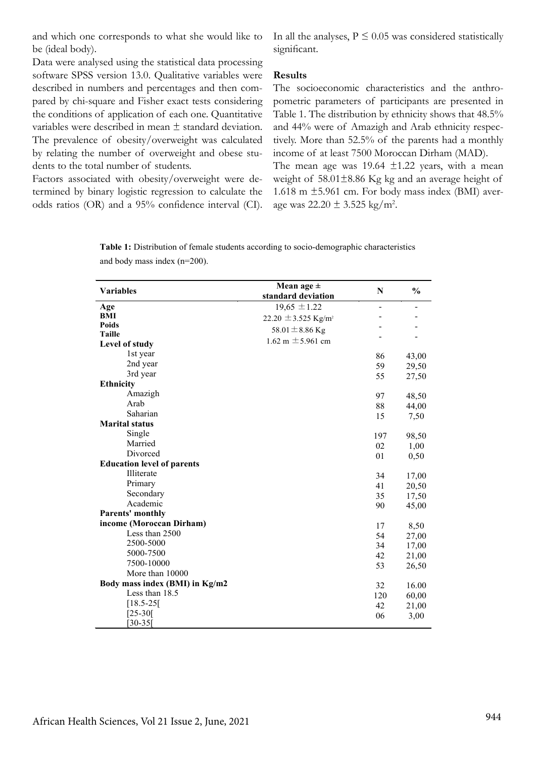and which one corresponds to what she would like to be (ideal body).

Data were analysed using the statistical data processing software SPSS version 13.0. Qualitative variables were described in numbers and percentages and then compared by chi-square and Fisher exact tests considering the conditions of application of each one. Quantitative variables were described in mean ± standard deviation. The prevalence of obesity/overweight was calculated by relating the number of overweight and obese students to the total number of students.

Factors associated with obesity/overweight were determined by binary logistic regression to calculate the odds ratios (OR) and a 95% confidence interval (CI). In all the analyses, $P \leq 0.05$ was considered statistically significant.

## Results

The socioeconomic characteristics and the anthropometric parameters of participants are presented in Table 1. The distribution by ethnicity shows that 48.5% and 44% were of Amazigh and Arab ethnicity respectively. More than 52.5% of the parents had a monthly income of at least 7500 Moroccan Dirham (MAD).

The mean age was 19.64 ±1.22 years, with a mean weight of 58.01±8.86 Kg kg and an average height of 1.618 m ±5.961 cm. For body mass index (BMI) average was 22.20 ± 3.525 kg/m$^2$.

**Table 1:** Distribution of female students according to socio-demographic characteristics and body mass index (n=200).

| Variables | Mean age ± standard deviation | N | % |
|---|---|---|---|
| **Age** | 19,65 ±1.22 | - | - |
| **BMI** | 22.20 ±3.525 Kg/m$^2$ | - | - |
| **Poids** | 58.01±8.86 Kg | - | - |
| **Taille** | 1.62 m ±5.961 cm | - | - |
| **Level of study** | | | |
| 1st year | | 86 | 43,00 |
| 2nd year | | 59 | 29,50 |
| 3rd year | | 55 | 27,50 |
| **Ethnicity** | | | |
| Amazigh | | 97 | 48,50 |
| Arab | | 88 | 44,00 |
| Saharian | | 15 | 7,50 |
| **Marital status** | | | |
| Single | | 197 | 98,50 |
| Married | | 02 | 1,00 |
| Divorced | | 01 | 0,50 |
| **Education level of parents** | | | |
| Illiterate | | 34 | 17,00 |
| Primary | | 41 | 20,50 |
| Secondary | | 35 | 17,50 |
| Academic | | 90 | 45,00 |
| **Parents' monthly income (Moroccan Dirham)** | | | |
| Less than 2500 | | 17 | 8,50 |
| 2500-5000 | | 54 | 27,00 |
| 5000-7500 | | 34 | 17,00 |
| 7500-10000 | | 42 | 21,00 |
| More than 10000 | | 53 | 26,50 |
| **Body mass index (BMI) in Kg/m2** | | | |
| Less than 18.5 | | 32 | 16.00 |
| [18.5-25[ | | 120 | 60,00 |
| [25-30[ | | 42 | 21,00 |
| [30-35[ | | 06 | 3,00 |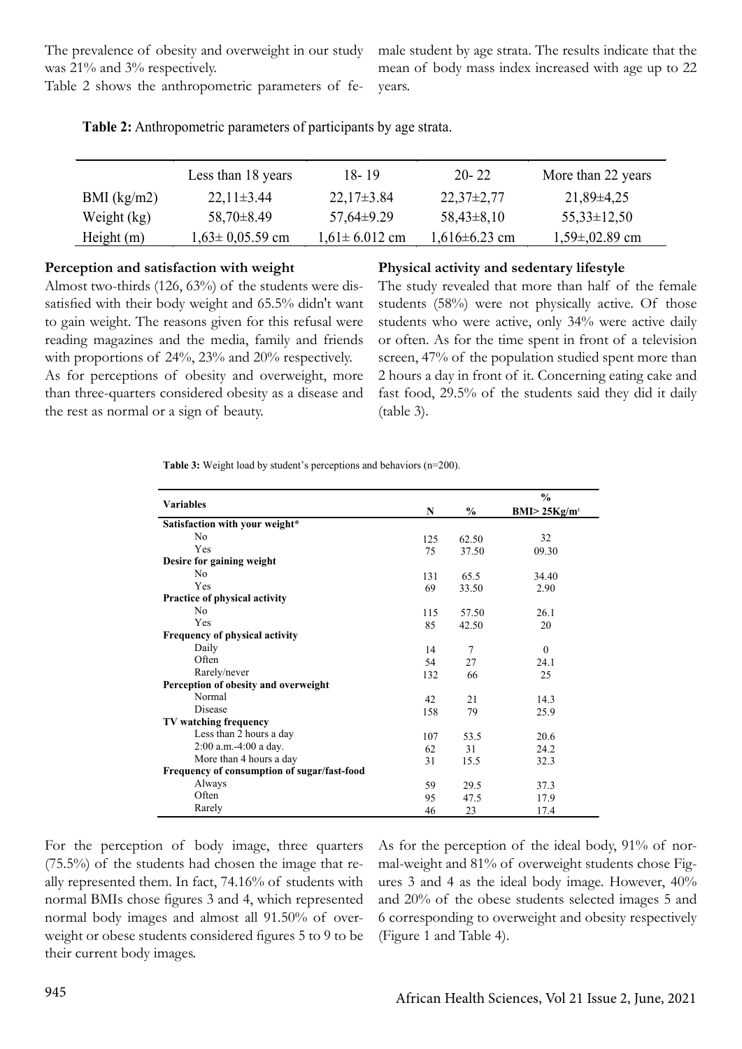The prevalence of obesity and overweight in our study was 21% and 3% respectively.

Table 2 shows the anthropometric parameters of female student by age strata. The results indicate that the mean of body mass index increased with age up to 22 years.

**Table 2:** Anthropometric parameters of participants by age strata.

| | Less than 18 years | 18- 19 | 20- 22 | More than 22 years |
|---|---|---|---|---|
| BMI (kg/m2) | 22,11±3.44 | 22,17±3.84 | 22,37±2,77 | 21,89±4,25 |
| Weight (kg) | 58,70±8.49 | 57,64±9.29 | 58,43±8,10 | 55,33±12,50 |
| Height (m) | 1,63± 0,05.59 cm | 1,61± 6.012 cm | 1,616±6.23 cm | 1,59±,02.89 cm |

**Perception and satisfaction with weight**

Almost two-thirds (126, 63%) of the students were dissatisfied with their body weight and 65.5% didn't want to gain weight. The reasons given for this refusal were reading magazines and the media, family and friends with proportions of 24%, 23% and 20% respectively.

As for perceptions of obesity and overweight, more than three-quarters considered obesity as a disease and the rest as normal or a sign of beauty.

**Physical activity and sedentary lifestyle**

The study revealed that more than half of the female students (58%) were not physically active. Of those students who were active, only 34% were active daily or often. As for the time spent in front of a television screen, 47% of the population studied spent more than 2 hours a day in front of it. Concerning eating cake and fast food, 29.5% of the students said they did it daily (table 3).

**Table 3:** Weight load by student's perceptions and behaviors (n=200).

| Variables | N | % | % BMI> 25Kg/m² |
|---|---|---|---|
| **Satisfaction with your weight*** | | | |
| No | 125 | 62.50 | 32 |
| Yes | 75 | 37.50 | 09.30 |
| **Desire for gaining weight** | | | |
| No | 131 | 65.5 | 34.40 |
| Yes | 69 | 33.50 | 2.90 |
| **Practice of physical activity** | | | |
| No | 115 | 57.50 | 26.1 |
| Yes | 85 | 42.50 | 20 |
| **Frequency of physical activity** | | | |
| Daily | 14 | 7 | 0 |
| Often | 54 | 27 | 24.1 |
| Rarely/never | 132 | 66 | 25 |
| **Perception of obesity and overweight** | | | |
| Normal | 42 | 21 | 14.3 |
| Disease | 158 | 79 | 25.9 |
| **TV watching frequency** | | | |
| Less than 2 hours a day | 107 | 53.5 | 20.6 |
| 2:00 a.m.-4:00 a day. | 62 | 31 | 24.2 |
| More than 4 hours a day | 31 | 15.5 | 32.3 |
| **Frequency of consumption of sugar/fast-food** | | | |
| Always | 59 | 29.5 | 37.3 |
| Often | 95 | 47.5 | 17.9 |
| Rarely | 46 | 23 | 17.4 |

For the perception of body image, three quarters (75.5%) of the students had chosen the image that really represented them. In fact, 74.16% of students with normal BMIs chose figures 3 and 4, which represented normal body images and almost all 91.50% of overweight or obese students considered figures 5 to 9 to be their current body images.

As for the perception of the ideal body, 91% of normal-weight and 81% of overweight students chose Figures 3 and 4 as the ideal body image. However, 40% and 20% of the obese students selected images 5 and 6 corresponding to overweight and obesity respectively (Figure 1 and Table 4).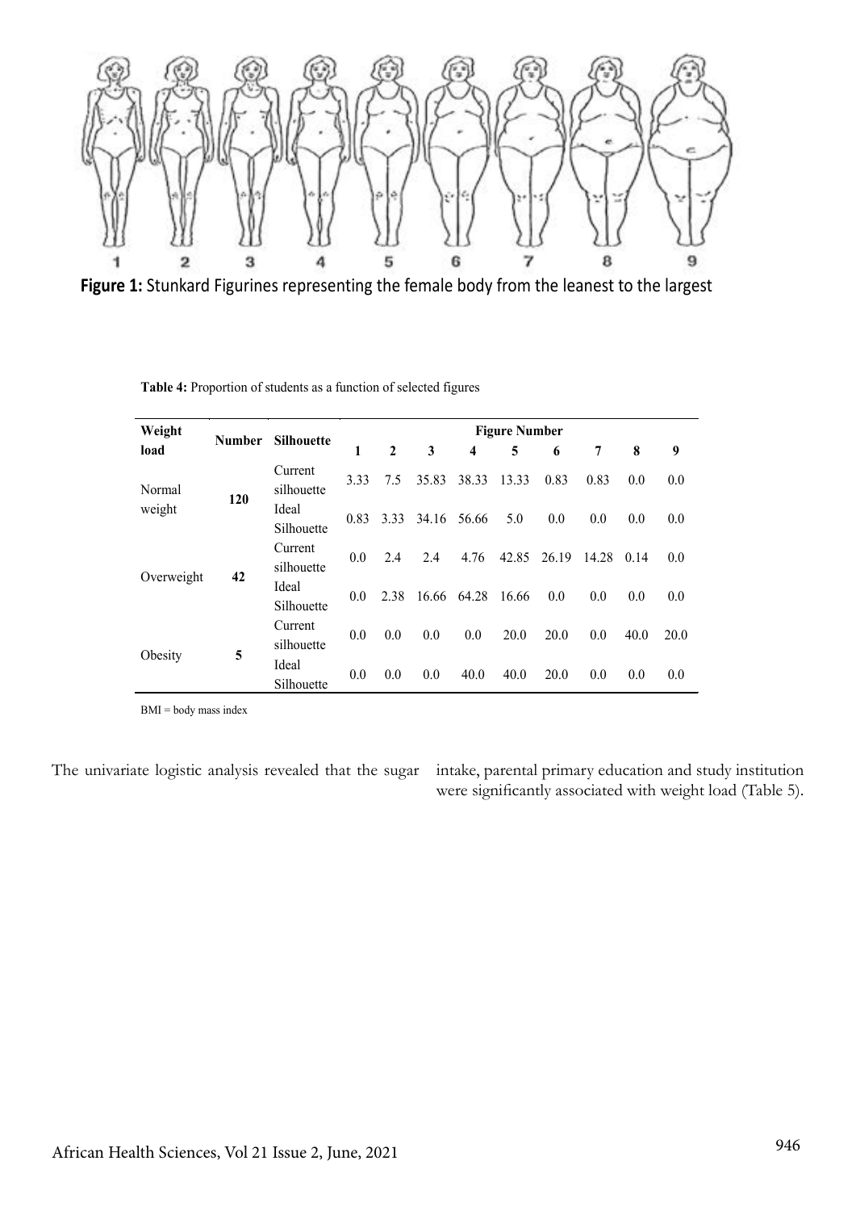Figure 1: Stunkard Figurines representing the female body from the leanest to the largest

Table 4: Proportion of students as a function of selected figures

| Weight load | Number | Silhouette | Figure Number | | | | | | | | |
|---|---|---|---|---|---|---|---|---|---|---|---|
| | | | 1 | 2 | 3 | 4 | 5 | 6 | 7 | 8 | 9 |
| Normal weight | 120 | Current silhouette | 3.33 | 7.5 | 35.83 | 38.33 | 13.33 | 0.83 | 0.83 | 0.0 | 0.0 |
| | | Ideal Silhouette | 0.83 | 3.33 | 34.16 | 56.66 | 5.0 | 0.0 | 0.0 | 0.0 | 0.0 |
| Overweight | 42 | Current silhouette | 0.0 | 2.4 | 2.4 | 4.76 | 42.85 | 26.19 | 14.28 | 0.14 | 0.0 |
| | | Ideal Silhouette | 0.0 | 2.38 | 16.66 | 64.28 | 16.66 | 0.0 | 0.0 | 0.0 | 0.0 |
| Obesity | 5 | Current silhouette | 0.0 | 0.0 | 0.0 | 0.0 | 20.0 | 20.0 | 0.0 | 40.0 | 20.0 |
| | | Ideal Silhouette | 0.0 | 0.0 | 0.0 | 40.0 | 40.0 | 20.0 | 0.0 | 0.0 | 0.0 |

BMI = body mass index

The univariate logistic analysis revealed that the sugar intake, parental primary education and study institution were significantly associated with weight load (Table 5).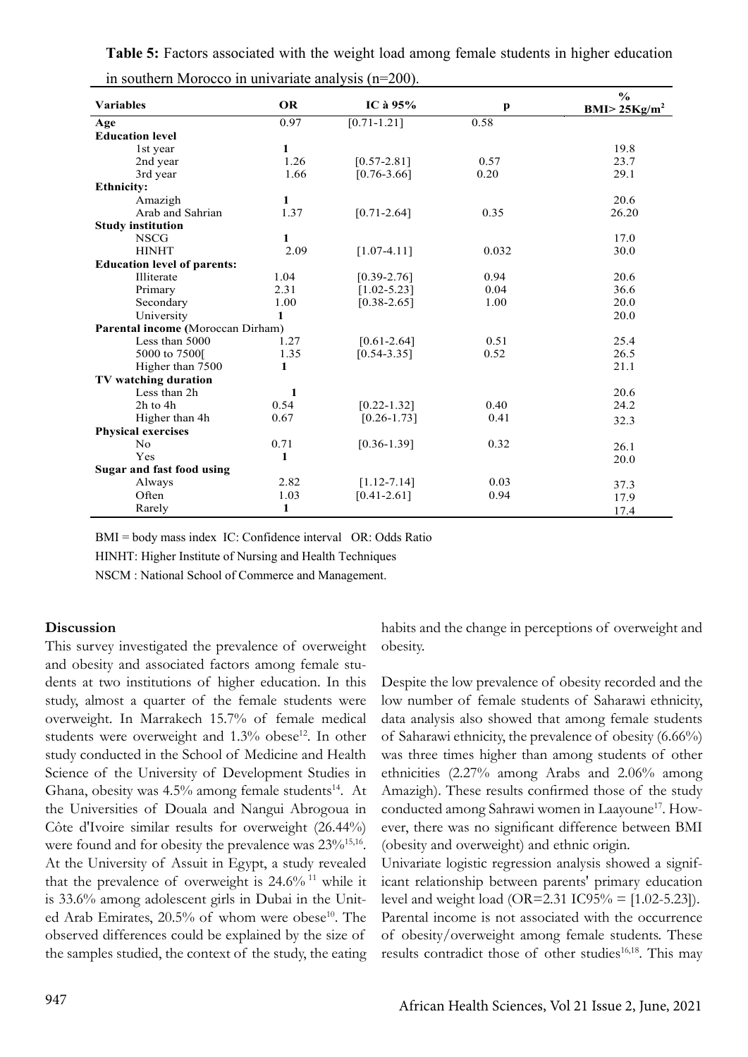**Table 5:** Factors associated with the weight load among female students in higher education in southern Morocco in univariate analysis (n=200).

| Variables | OR | IC à 95% | p | % BMI> 25Kg/m² |
|---|---|---|---|---|
| **Age** | 0.97 | [0.71-1.21] | 0.58 | |
| **Education level** | | | | |
| 1st year | 1 | | | 19.8 |
| 2nd year | 1.26 | [0.57-2.81] | 0.57 | 23.7 |
| 3rd year | 1.66 | [0.76-3.66] | 0.20 | 29.1 |
| **Ethnicity:** | | | | |
| Amazigh | 1 | | | 20.6 |
| Arab and Sahrian | 1.37 | [0.71-2.64] | 0.35 | 26.20 |
| **Study institution** | | | | |
| NSCG | 1 | | | 17.0 |
| HINHT | 2.09 | [1.07-4.11] | 0.032 | 30.0 |
| **Education level of parents:** | | | | |
| Illiterate | 1.04 | [0.39-2.76] | 0.94 | 20.6 |
| Primary | 2.31 | [1.02-5.23] | 0.04 | 36.6 |
| Secondary | 1.00 | [0.38-2.65] | 1.00 | 20.0 |
| University | 1 | | | 20.0 |
| **Parental income (**Moroccan Dirham) | | | | |
| Less than 5000 | 1.27 | [0.61-2.64] | 0.51 | 25.4 |
| 5000 to 7500[ | 1.35 | [0.54-3.35] | 0.52 | 26.5 |
| Higher than 7500 | 1 | | | 21.1 |
| **TV watching duration** | | | | |
| Less than 2h | 1 | | | 20.6 |
| 2h to 4h | 0.54 | [0.22-1.32] | 0.40 | 24.2 |
| Higher than 4h | 0.67 | [0.26-1.73] | 0.41 | 32.3 |
| **Physical exercises** | | | | |
| No | 0.71 | [0.36-1.39] | 0.32 | 26.1 |
| Yes | 1 | | | 20.0 |
| **Sugar and fast food using** | | | | |
| Always | 2.82 | [1.12-7.14] | 0.03 | 37.3 |
| Often | 1.03 | [0.41-2.61] | 0.94 | 17.9 |
| Rarely | 1 | | | 17.4 |

BMI = body mass index IC: Confidence interval OR: Odds Ratio

HINHT: Higher Institute of Nursing and Health Techniques

NSCM : National School of Commerce and Management.

## Discussion

This survey investigated the prevalence of overweight and obesity and associated factors among female students at two institutions of higher education. In this study, almost a quarter of the female students were overweight. In Marrakech 15.7% of female medical students were overweight and 1.3% obese[12]. In other study conducted in the School of Medicine and Health Science of the University of Development Studies in Ghana, obesity was 4.5% among female students[14]. At the Universities of Douala and Nangui Abrogoua in Côte d'Ivoire similar results for overweight (26.44%) were found and for obesity the prevalence was 23%[15,16]. At the University of Assuit in Egypt, a study revealed that the prevalence of overweight is 24.6% [11] while it is 33.6% among adolescent girls in Dubai in the United Arab Emirates, 20.5% of whom were obese[10]. The observed differences could be explained by the size of the samples studied, the context of the study, the eating habits and the change in perceptions of overweight and obesity.

Despite the low prevalence of obesity recorded and the low number of female students of Saharawi ethnicity, data analysis also showed that among female students of Saharawi ethnicity, the prevalence of obesity (6.66%) was three times higher than among students of other ethnicities (2.27% among Arabs and 2.06% among Amazigh). These results confirmed those of the study conducted among Sahrawi women in Laayoune[17]. However, there was no significant difference between BMI (obesity and overweight) and ethnic origin.

Univariate logistic regression analysis showed a significant relationship between parents' primary education level and weight load (OR=2.31 IC95% = [1.02-5.23]). Parental income is not associated with the occurrence of obesity/overweight among female students. These results contradict those of other studies[16,18]. This may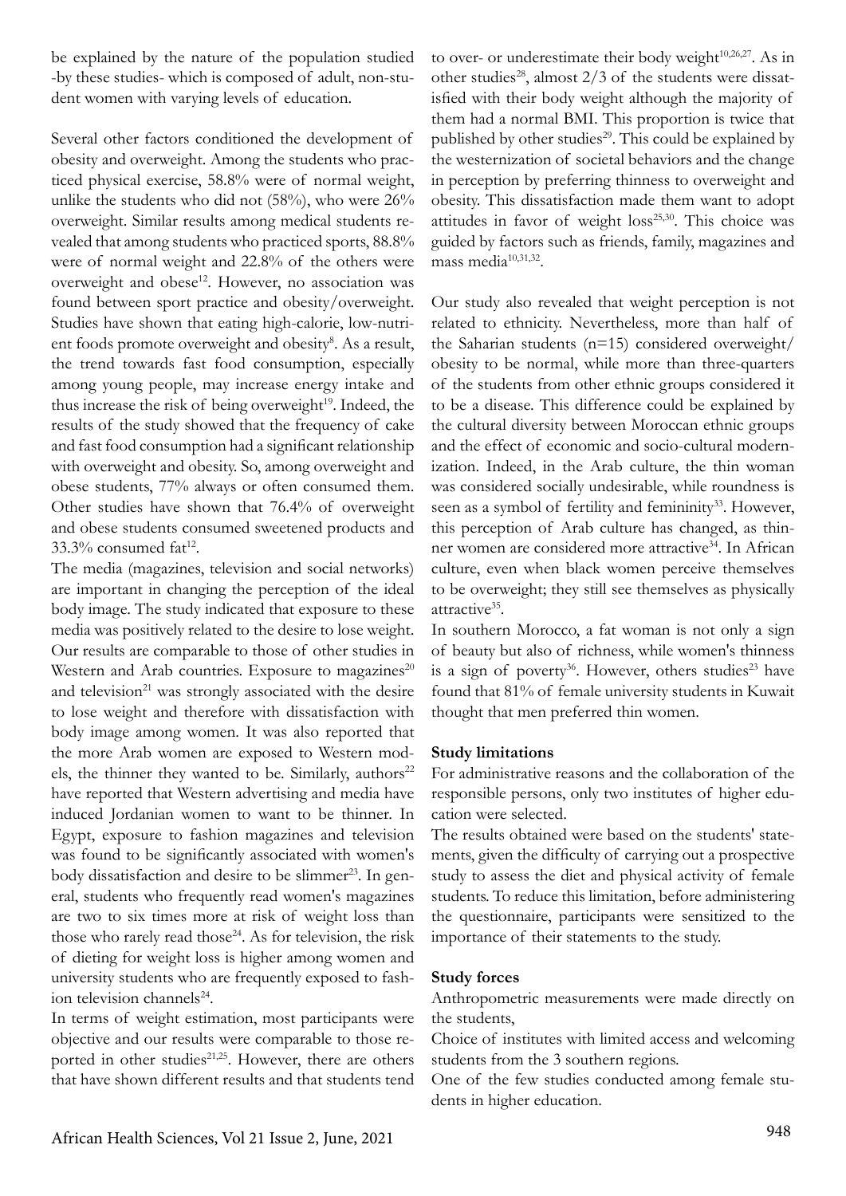be explained by the nature of the population studied -by these studies- which is composed of adult, non-student women with varying levels of education.

Several other factors conditioned the development of obesity and overweight. Among the students who practiced physical exercise, 58.8% were of normal weight, unlike the students who did not (58%), who were 26% overweight. Similar results among medical students revealed that among students who practiced sports, 88.8% were of normal weight and 22.8% of the others were overweight and obese[12]. However, no association was found between sport practice and obesity/overweight. Studies have shown that eating high-calorie, low-nutrient foods promote overweight and obesity[8]. As a result, the trend towards fast food consumption, especially among young people, may increase energy intake and thus increase the risk of being overweight[19]. Indeed, the results of the study showed that the frequency of cake and fast food consumption had a significant relationship with overweight and obesity. So, among overweight and obese students, 77% always or often consumed them. Other studies have shown that 76.4% of overweight and obese students consumed sweetened products and 33.3% consumed fat[12].

The media (magazines, television and social networks) are important in changing the perception of the ideal body image. The study indicated that exposure to these media was positively related to the desire to lose weight. Our results are comparable to those of other studies in Western and Arab countries. Exposure to magazines[20] and television[21] was strongly associated with the desire to lose weight and therefore with dissatisfaction with body image among women. It was also reported that the more Arab women are exposed to Western models, the thinner they wanted to be. Similarly, authors[22] have reported that Western advertising and media have induced Jordanian women to want to be thinner. In Egypt, exposure to fashion magazines and television was found to be significantly associated with women's body dissatisfaction and desire to be slimmer[23]. In general, students who frequently read women's magazines are two to six times more at risk of weight loss than those who rarely read those[24]. As for television, the risk of dieting for weight loss is higher among women and university students who are frequently exposed to fashion television channels[24].

In terms of weight estimation, most participants were objective and our results were comparable to those reported in other studies[21,25]. However, there are others that have shown different results and that students tend to over- or underestimate their body weight[10,26,27]. As in other studies[28], almost 2/3 of the students were dissatisfied with their body weight although the majority of them had a normal BMI. This proportion is twice that published by other studies[29]. This could be explained by the westernization of societal behaviors and the change in perception by preferring thinness to overweight and obesity. This dissatisfaction made them want to adopt attitudes in favor of weight loss[25,30]. This choice was guided by factors such as friends, family, magazines and mass media[10,31,32].

Our study also revealed that weight perception is not related to ethnicity. Nevertheless, more than half of the Saharian students (n=15) considered overweight/obesity to be normal, while more than three-quarters of the students from other ethnic groups considered it to be a disease. This difference could be explained by the cultural diversity between Moroccan ethnic groups and the effect of economic and socio-cultural modernization. Indeed, in the Arab culture, the thin woman was considered socially undesirable, while roundness is seen as a symbol of fertility and femininity[33]. However, this perception of Arab culture has changed, as thinner women are considered more attractive[34]. In African culture, even when black women perceive themselves to be overweight; they still see themselves as physically attractive[35].

In southern Morocco, a fat woman is not only a sign of beauty but also of richness, while women's thinness is a sign of poverty[36]. However, others studies[23] have found that 81% of female university students in Kuwait thought that men preferred thin women.

**Study limitations**

For administrative reasons and the collaboration of the responsible persons, only two institutes of higher education were selected.

The results obtained were based on the students' statements, given the difficulty of carrying out a prospective study to assess the diet and physical activity of female students. To reduce this limitation, before administering the questionnaire, participants were sensitized to the importance of their statements to the study.

**Study forces**

Anthropometric measurements were made directly on the students,

Choice of institutes with limited access and welcoming students from the 3 southern regions.

One of the few studies conducted among female students in higher education.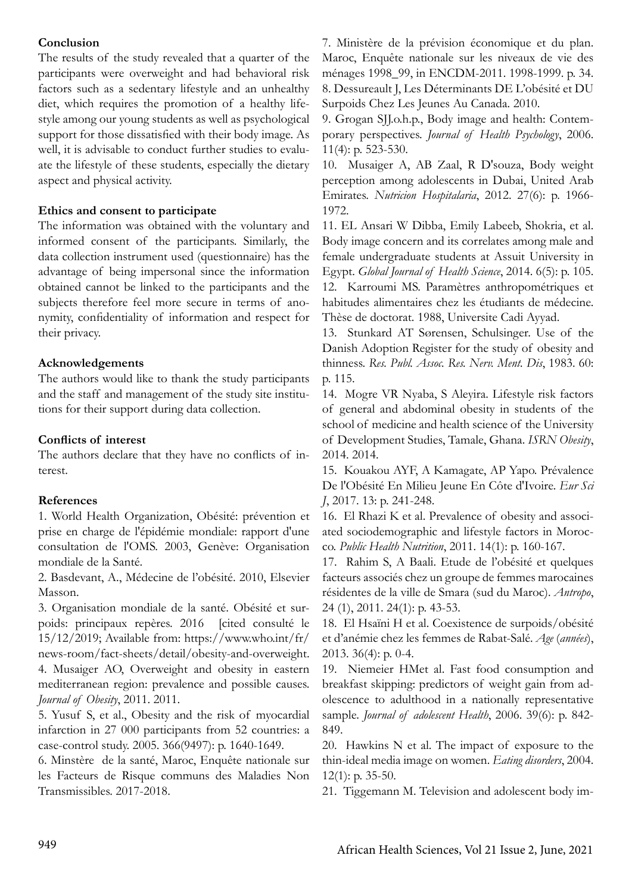## Conclusion

The results of the study revealed that a quarter of the participants were overweight and had behavioral risk factors such as a sedentary lifestyle and an unhealthy diet, which requires the promotion of a healthy lifestyle among our young students as well as psychological support for those dissatisfied with their body image. As well, it is advisable to conduct further studies to evaluate the lifestyle of these students, especially the dietary aspect and physical activity.

## Ethics and consent to participate

The information was obtained with the voluntary and informed consent of the participants. Similarly, the data collection instrument used (questionnaire) has the advantage of being impersonal since the information obtained cannot be linked to the participants and the subjects therefore feel more secure in terms of anonymity, confidentiality of information and respect for their privacy.

## Acknowledgements

The authors would like to thank the study participants and the staff and management of the study site institutions for their support during data collection.

## Conflicts of interest

The authors declare that they have no conflicts of interest.

## References

1. World Health Organization, Obésité: prévention et prise en charge de l'épidémie mondiale: rapport d'une consultation de l'OMS. 2003, Genève: Organisation mondiale de la Santé.
2. Basdevant, A., Médecine de l'obésité. 2010, Elsevier Masson.
3. Organisation mondiale de la santé. Obésité et surpoids: principaux repères. 2016 [cited consulté le 15/12/2019; Available from: https://www.who.int/fr/news-room/fact-sheets/detail/obesity-and-overweight.
4. Musaiger AO, Overweight and obesity in eastern mediterranean region: prevalence and possible causes. *Journal of Obesity*, 2011. 2011.
5. Yusuf S, et al., Obesity and the risk of myocardial infarction in 27 000 participants from 52 countries: a case-control study. 2005. 366(9497): p. 1640-1649.
6. Minstère de la santé, Maroc, Enquête nationale sur les Facteurs de Risque communs des Maladies Non Transmissibles. 2017-2018.
7. Ministère de la prévision économique et du plan. Maroc, Enquête nationale sur les niveaux de vie des ménages 1998_99, in ENCDM-2011. 1998-1999. p. 34.
8. Dessureault J, Les Déterminants DE L'obésité et DU Surpoids Chez Les Jeunes Au Canada. 2010.
9. Grogan SJJ.o.h.p., Body image and health: Contemporary perspectives. *Journal of Health Psychology*, 2006. 11(4): p. 523-530.
10. Musaiger A, AB Zaal, R D'souza, Body weight perception among adolescents in Dubai, United Arab Emirates. *Nutricion Hospitalaria*, 2012. 27(6): p. 1966-1972.
11. EL Ansari W Dibba, Emily Labeeb, Shokria, et al. Body image concern and its correlates among male and female undergraduate students at Assuit University in Egypt. *Global Journal of Health Science*, 2014. 6(5): p. 105.
12. Karroumi MS. Paramètres anthropométriques et habitudes alimentaires chez les étudiants de médecine. Thèse de doctorat. 1988, Universite Cadi Ayyad.
13. Stunkard AT Sørensen, Schulsinger. Use of the Danish Adoption Register for the study of obesity and thinness. *Res. Publ. Assoc. Res. Nerv. Ment. Dis*, 1983. 60: p. 115.
14. Mogre VR Nyaba, S Aleyira. Lifestyle risk factors of general and abdominal obesity in students of the school of medicine and health science of the University of Development Studies, Tamale, Ghana. *ISRN Obesity*, 2014. 2014.
15. Kouakou AYF, A Kamagate, AP Yapo. Prévalence De l'Obésité En Milieu Jeune En Côte d'Ivoire. *Eur Sci J*, 2017. 13: p. 241-248.
16. El Rhazi K et al. Prevalence of obesity and associated sociodemographic and lifestyle factors in Morocco. *Public Health Nutrition*, 2011. 14(1): p. 160-167.
17. Rahim S, A Baali. Etude de l'obésité et quelques facteurs associés chez un groupe de femmes marocaines résidentes de la ville de Smara (sud du Maroc). *Antropo*, 24 (1), 2011. 24(1): p. 43-53.
18. El Hsaïni H et al. Coexistence de surpoids/obésité et d'anémie chez les femmes de Rabat-Salé. *Age* (*années*), 2013. 36(4): p. 0-4.
19. Niemeier HMet al. Fast food consumption and breakfast skipping: predictors of weight gain from adolescence to adulthood in a nationally representative sample. *Journal of adolescent Health*, 2006. 39(6): p. 842-849.
20. Hawkins N et al. The impact of exposure to the thin-ideal media image on women. *Eating disorders*, 2004. 12(1): p. 35-50.
21. Tiggemann M. Television and adolescent body im-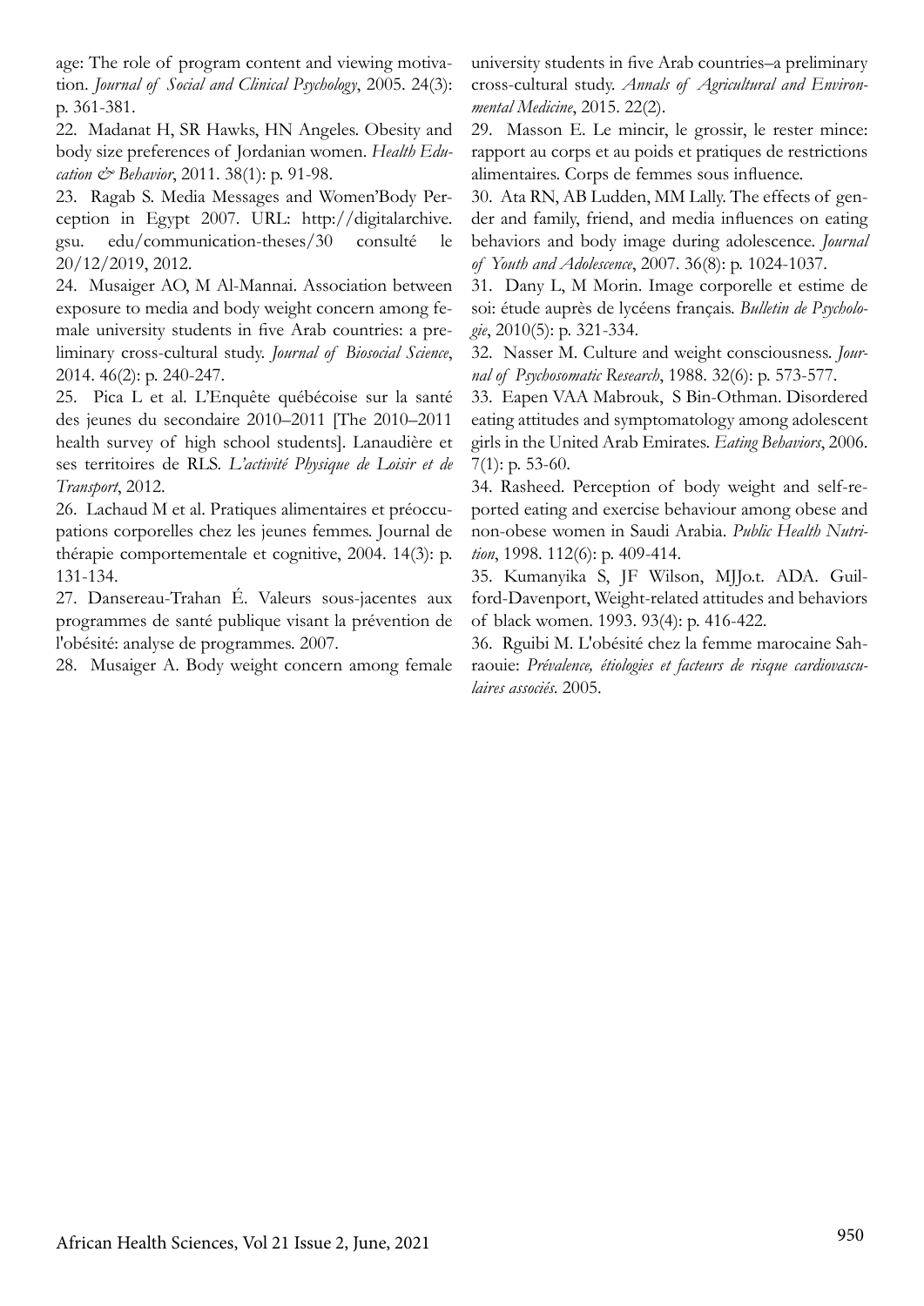age: The role of program content and viewing motivation. *Journal of Social and Clinical Psychology*, 2005. 24(3): p. 361-381.

22. Madanat H, SR Hawks, HN Angeles. Obesity and body size preferences of Jordanian women. *Health Education & Behavior*, 2011. 38(1): p. 91-98.

23. Ragab S. Media Messages and Women'Body Perception in Egypt 2007. URL: http://digitalarchive.gsu. edu/communication-theses/30 consulté le 20/12/2019, 2012.

24. Musaiger AO, M Al-Mannai. Association between exposure to media and body weight concern among female university students in five Arab countries: a preliminary cross-cultural study. *Journal of Biosocial Science*, 2014. 46(2): p. 240-247.

25. Pica L et al. L'Enquête québécoise sur la santé des jeunes du secondaire 2010–2011 [The 2010–2011 health survey of high school students]. Lanaudière et ses territoires de RLS. *L'activité Physique de Loisir et de Transport*, 2012.

26. Lachaud M et al. Pratiques alimentaires et préoccupations corporelles chez les jeunes femmes. Journal de thérapie comportementale et cognitive, 2004. 14(3): p. 131-134.

27. Dansereau-Trahan É. Valeurs sous-jacentes aux programmes de santé publique visant la prévention de l'obésité: analyse de programmes. 2007.

28. Musaiger A. Body weight concern among female university students in five Arab countries–a preliminary cross-cultural study. *Annals of Agricultural and Environmental Medicine*, 2015. 22(2).

29. Masson E. Le mincir, le grossir, le rester mince: rapport au corps et au poids et pratiques de restrictions alimentaires. Corps de femmes sous influence.

30. Ata RN, AB Ludden, MM Lally. The effects of gender and family, friend, and media influences on eating behaviors and body image during adolescence. *Journal of Youth and Adolescence*, 2007. 36(8): p. 1024-1037.

31. Dany L, M Morin. Image corporelle et estime de soi: étude auprès de lycéens français. *Bulletin de Psychologie*, 2010(5): p. 321-334.

32. Nasser M. Culture and weight consciousness. *Journal of Psychosomatic Research*, 1988. 32(6): p. 573-577.

33. Eapen VAA Mabrouk, S Bin-Othman. Disordered eating attitudes and symptomatology among adolescent girls in the United Arab Emirates. *Eating Behaviors*, 2006. 7(1): p. 53-60.

34. Rasheed. Perception of body weight and self-reported eating and exercise behaviour among obese and non-obese women in Saudi Arabia. *Public Health Nutrition*, 1998. 112(6): p. 409-414.

35. Kumanyika S, JF Wilson, MJJo.t. ADA. Guilford-Davenport, Weight-related attitudes and behaviors of black women. 1993. 93(4): p. 416-422.

36. Rguibi M. L'obésité chez la femme marocaine Sahraouie: *Prévalence, étiologies et facteurs de risque cardiovasculaires associés*. 2005.